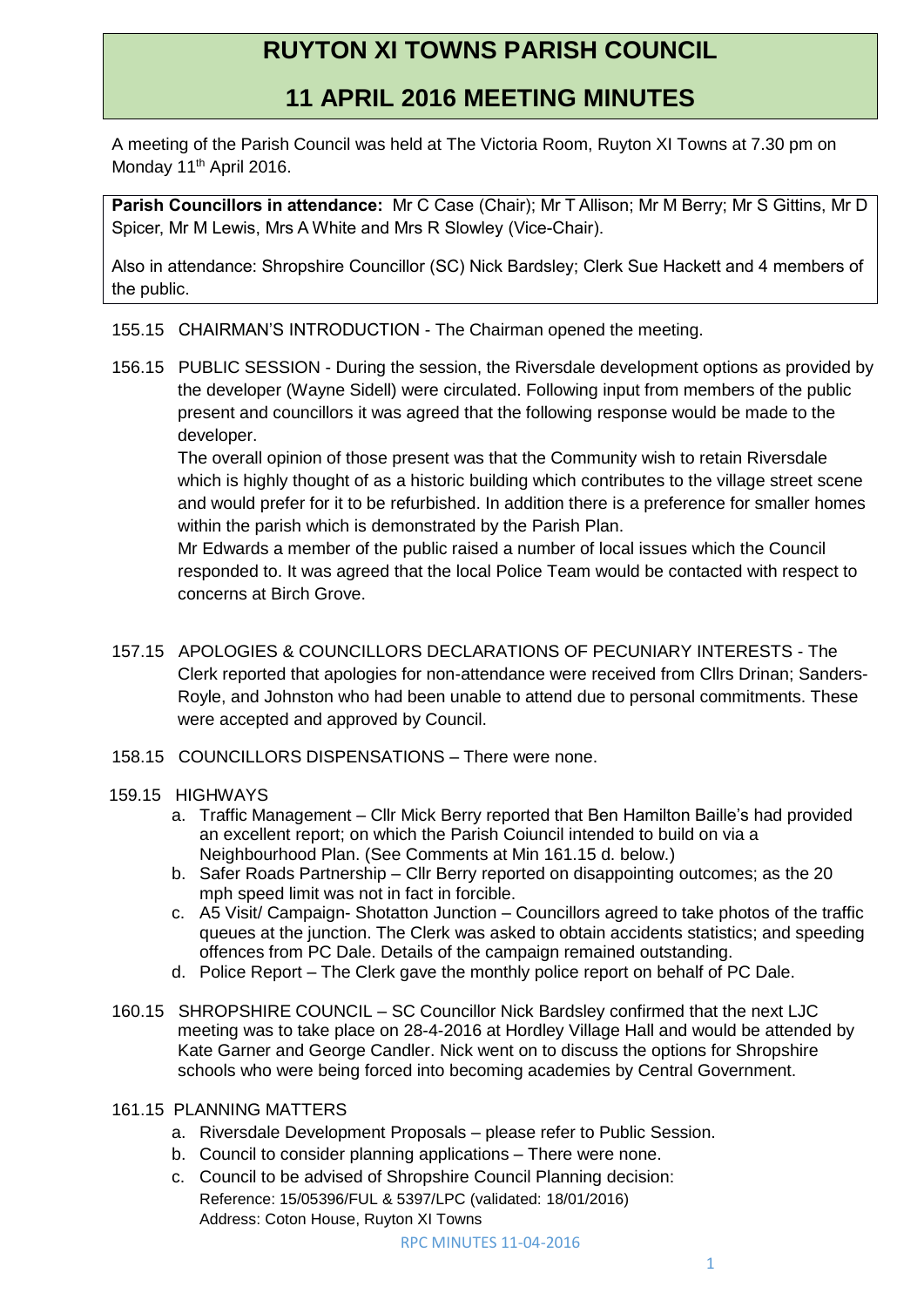# RUYTON XI TOWNS PARISH COUNCIL

## 11 APRIL 2016 MEETING MINUTES

A meeting of the Parish Council was held at The Victoria Room, Ruyton XI Towns at 7.30 pm on Monday 11th April 2016.

**Parish Councillors in attendance:** Mr C Case (Chair); Mr T Allison; Mr M Berry; Mr S Gittins, Mr D Spicer, Mr M Lewis, Mrs A White and Mrs R Slowley (Vice-Chair).

Also in attendance: Shropshire Councillor (SC) Nick Bardsley; Clerk Sue Hackett and 4 members of the public.

155.15 CHAIRMAN'S INTRODUCTION - The Chairman opened the meeting.

156.15 PUBLIC SESSION - During the session, the Riversdale development options as provided by the developer (Wayne Sidell) were circulated. Following input from members of the public present and councillors it was agreed that the following response would be made to the developer.

The overall opinion of those present was that the Community wish to retain Riversdale which is highly thought of as a historic building which contributes to the village street scene and would prefer for it to be refurbished. In addition there is a preference for smaller homes within the parish which is demonstrated by the Parish Plan.

Mr Edwards a member of the public raised a number of local issues which the Council responded to. It was agreed that the local Police Team would be contacted with respect to concerns at Birch Grove.

157.15 APOLOGIES & COUNCILLORS DECLARATIONS OF PECUNIARY INTERESTS - The Clerk reported that apologies for non-attendance were received from Cllrs Drinan; Sanders-Royle, and Johnston who had been unable to attend due to personal commitments. These were accepted and approved by Council.

158.15 COUNCILLORS DISPENSATIONS – There were none.

159.15 HIGHWAYS

a. Traffic Management – Cllr Mick Berry reported that Ben Hamilton Baille's had provided an excellent report; on which the Parish Coiuncil intended to build on via a Neighbourhood Plan. (See Comments at Min 161.15 d. below.)
b. Safer Roads Partnership – Cllr Berry reported on disappointing outcomes; as the 20 mph speed limit was not in fact in forcible.
c. A5 Visit/ Campaign- Shotatton Junction – Councillors agreed to take photos of the traffic queues at the junction. The Clerk was asked to obtain accidents statistics; and speeding offences from PC Dale. Details of the campaign remained outstanding.
d. Police Report – The Clerk gave the monthly police report on behalf of PC Dale.

160.15 SHROPSHIRE COUNCIL – SC Councillor Nick Bardsley confirmed that the next LJC meeting was to take place on 28-4-2016 at Hordley Village Hall and would be attended by Kate Garner and George Candler. Nick went on to discuss the options for Shropshire schools who were being forced into becoming academies by Central Government.

161.15 PLANNING MATTERS

a. Riversdale Development Proposals – please refer to Public Session.
b. Council to consider planning applications – There were none.
c. Council to be advised of Shropshire Council Planning decision:
Reference: 15/05396/FUL & 5397/LPC (validated: 18/01/2016)
Address: Coton House, Ruyton XI Towns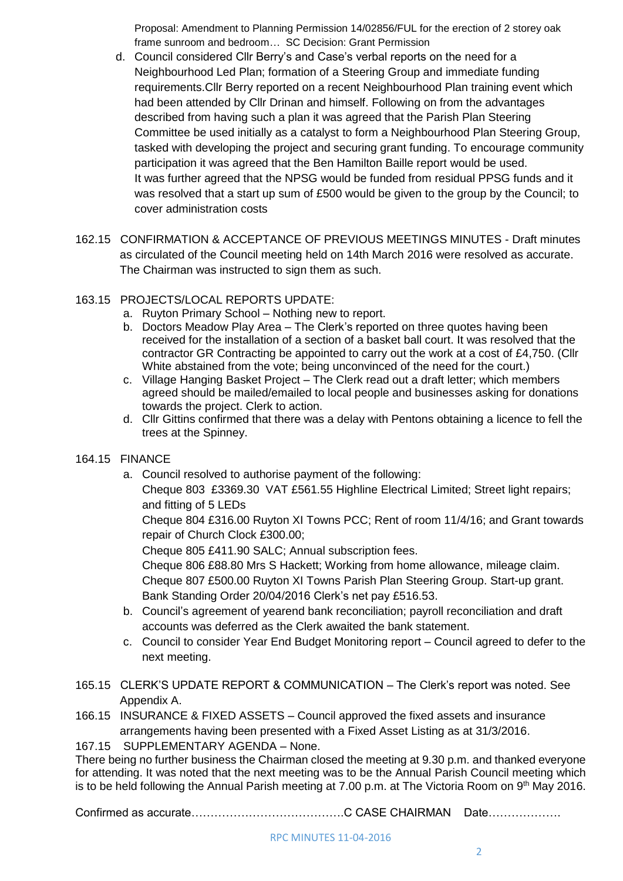Proposal: Amendment to Planning Permission 14/02856/FUL for the erection of 2 storey oak frame sunroom and bedroom… SC Decision: Grant Permission

d. Council considered Cllr Berry's and Case's verbal reports on the need for a Neighbourhood Led Plan; formation of a Steering Group and immediate funding requirements.Cllr Berry reported on a recent Neighbourhood Plan training event which had been attended by Cllr Drinan and himself. Following on from the advantages described from having such a plan it was agreed that the Parish Plan Steering Committee be used initially as a catalyst to form a Neighbourhood Plan Steering Group, tasked with developing the project and securing grant funding. To encourage community participation it was agreed that the Ben Hamilton Baille report would be used. It was further agreed that the NPSG would be funded from residual PPSG funds and it was resolved that a start up sum of £500 would be given to the group by the Council; to cover administration costs

162.15 CONFIRMATION & ACCEPTANCE OF PREVIOUS MEETINGS MINUTES - Draft minutes as circulated of the Council meeting held on 14th March 2016 were resolved as accurate. The Chairman was instructed to sign them as such.

163.15 PROJECTS/LOCAL REPORTS UPDATE:

a. Ruyton Primary School – Nothing new to report.
b. Doctors Meadow Play Area – The Clerk's reported on three quotes having been received for the installation of a section of a basket ball court. It was resolved that the contractor GR Contracting be appointed to carry out the work at a cost of £4,750. (Cllr White abstained from the vote; being unconvinced of the need for the court.)
c. Village Hanging Basket Project – The Clerk read out a draft letter; which members agreed should be mailed/emailed to local people and businesses asking for donations towards the project. Clerk to action.
d. Cllr Gittins confirmed that there was a delay with Pentons obtaining a licence to fell the trees at the Spinney.

164.15 FINANCE

a. Council resolved to authorise payment of the following:
   Cheque 803 £3369.30 VAT £561.55 Highline Electrical Limited; Street light repairs; and fitting of 5 LEDs
   Cheque 804 £316.00 Ruyton XI Towns PCC; Rent of room 11/4/16; and Grant towards repair of Church Clock £300.00;
   Cheque 805 £411.90 SALC; Annual subscription fees.
   Cheque 806 £88.80 Mrs S Hackett; Working from home allowance, mileage claim.
   Cheque 807 £500.00 Ruyton XI Towns Parish Plan Steering Group. Start-up grant.
   Bank Standing Order 20/04/2016 Clerk's net pay £516.53.
b. Council's agreement of yearend bank reconciliation; payroll reconciliation and draft accounts was deferred as the Clerk awaited the bank statement.
c. Council to consider Year End Budget Monitoring report – Council agreed to defer to the next meeting.

165.15 CLERK'S UPDATE REPORT & COMMUNICATION – The Clerk's report was noted. See Appendix A.

166.15 INSURANCE & FIXED ASSETS – Council approved the fixed assets and insurance arrangements having been presented with a Fixed Asset Listing as at 31/3/2016.

167.15 SUPPLEMENTARY AGENDA – None.

There being no further business the Chairman closed the meeting at 9.30 p.m. and thanked everyone for attending. It was noted that the next meeting was to be the Annual Parish Council meeting which is to be held following the Annual Parish meeting at 7.00 p.m. at The Victoria Room on 9th May 2016.

Confirmed as accurate…………………………………C CASE CHAIRMAN Date……………….